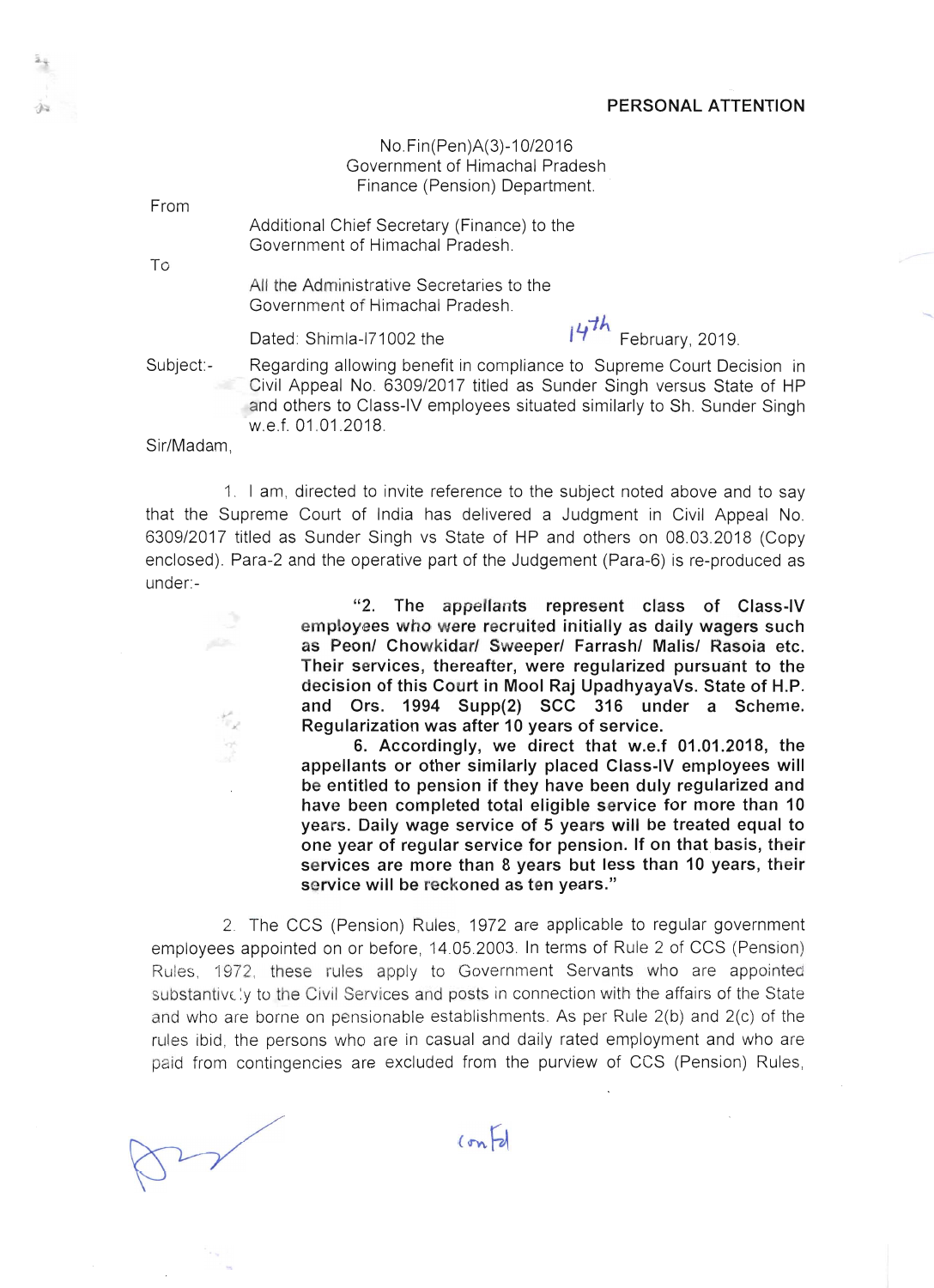**PERSONAL ATTENTION**

No.Fin(Pen)A(3)-10/2016
Government of Himachal Pradesh
Finance (Pension) Department.

From

Additional Chief Secretary (Finance) to the Government of Himachal Pradesh.

To

All the Administrative Secretaries to the Government of Himachal Pradesh.

Dated: Shimla-171002 the 14th February, 2019.

Subject:- Regarding allowing benefit in compliance to Supreme Court Decision in Civil Appeal No. 6309/2017 titled as Sunder Singh versus State of HP and others to Class-IV employees situated similarly to Sh. Sunder Singh w.e.f. 01.01.2018.

Sir/Madam,

1. I am, directed to invite reference to the subject noted above and to say that the Supreme Court of India has delivered a Judgment in Civil Appeal No. 6309/2017 titled as Sunder Singh vs State of HP and others on 08.03.2018 (Copy enclosed). Para-2 and the operative part of the Judgement (Para-6) is re-produced as under:-

> **"2. The appellants represent class of Class-IV employees who were recruited initially as daily wagers such as Peon/ Chowkidar/ Sweeper/ Farrash/ Malis/ Rasoia etc. Their services, thereafter, were regularized pursuant to the decision of this Court in Mool Raj UpadhyayaVs. State of H.P. and Ors. 1994 Supp(2) SCC 316 under a Scheme. Regularization was after 10 years of service.**
>
> **6. Accordingly, we direct that w.e.f 01.01.2018, the appellants or other similarly placed Class-IV employees will be entitled to pension if they have been duly regularized and have been completed total eligible service for more than 10 years. Daily wage service of 5 years will be treated equal to one year of regular service for pension. If on that basis, their services are more than 8 years but less than 10 years, their service will be reckoned as ten years."**

2. The CCS (Pension) Rules, 1972 are applicable to regular government employees appointed on or before, 14.05.2003. In terms of Rule 2 of CCS (Pension) Rules, 1972, these rules apply to Government Servants who are appointed substantively to the Civil Services and posts in connection with the affairs of the State and who are borne on pensionable establishments. As per Rule 2(b) and 2(c) of the rules ibid, the persons who are in casual and daily rated employment and who are paid from contingencies are excluded from the purview of CCS (Pension) Rules,

contd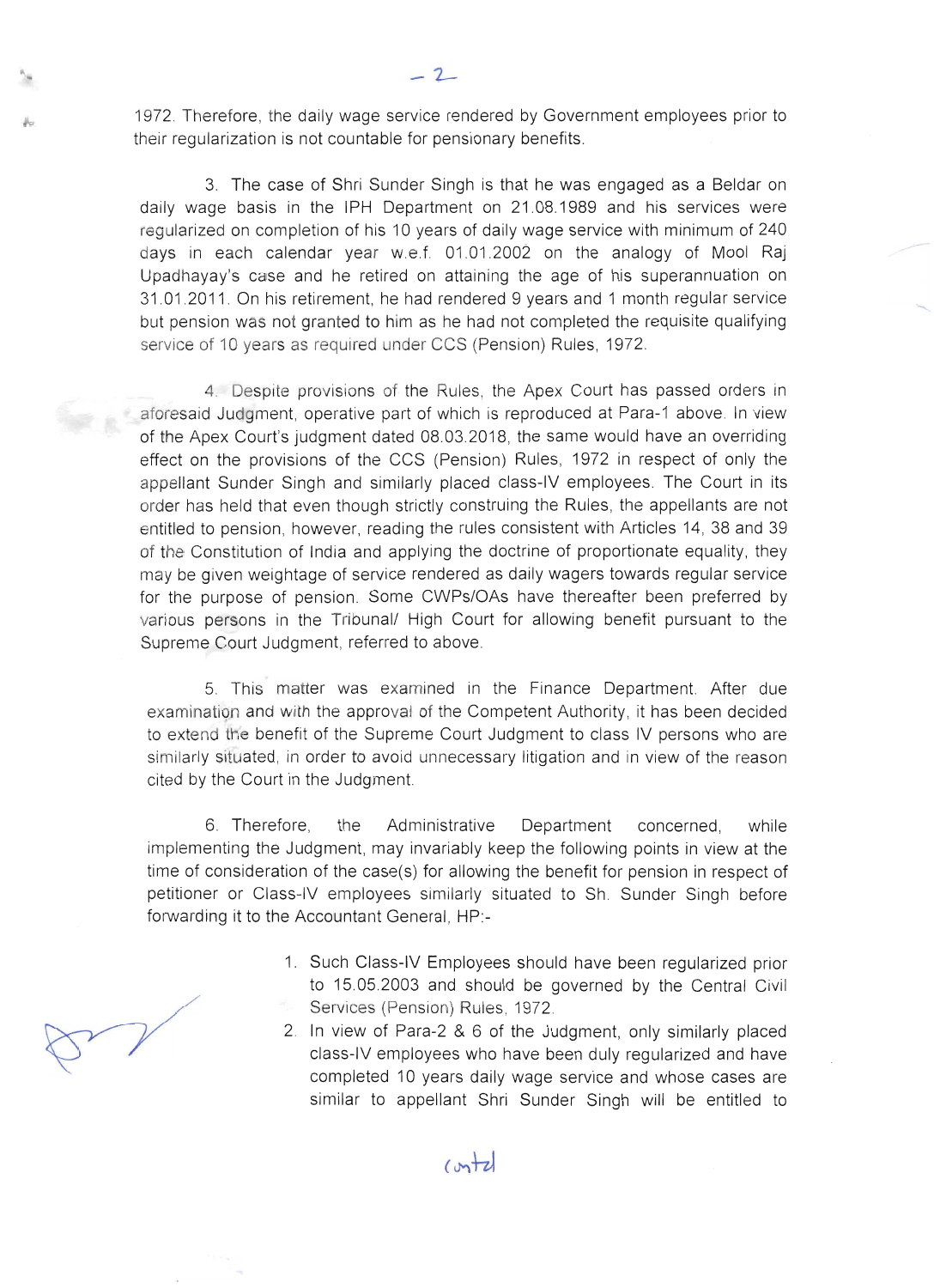1972. Therefore, the daily wage service rendered by Government employees prior to their regularization is not countable for pensionary benefits.

3. The case of Shri Sunder Singh is that he was engaged as a Beldar on daily wage basis in the IPH Department on 21.08.1989 and his services were regularized on completion of his 10 years of daily wage service with minimum of 240 days in each calendar year w.e.f. 01.01.2002 on the analogy of Mool Raj Upadhayay's case and he retired on attaining the age of his superannuation on 31.01.2011. On his retirement, he had rendered 9 years and 1 month regular service but pension was not granted to him as he had not completed the requisite qualifying service of 10 years as required under CCS (Pension) Rules, 1972.

4. Despite provisions of the Rules, the Apex Court has passed orders in aforesaid Judgment, operative part of which is reproduced at Para-1 above. In view of the Apex Court's judgment dated 08.03.2018, the same would have an overriding effect on the provisions of the CCS (Pension) Rules, 1972 in respect of only the appellant Sunder Singh and similarly placed class-IV employees. The Court in its order has held that even though strictly construing the Rules, the appellants are not entitled to pension, however, reading the rules consistent with Articles 14, 38 and 39 of the Constitution of India and applying the doctrine of proportionate equality, they may be given weightage of service rendered as daily wagers towards regular service for the purpose of pension. Some CWPs/OAs have thereafter been preferred by various persons in the Tribunal/ High Court for allowing benefit pursuant to the Supreme Court Judgment, referred to above.

5. This matter was examined in the Finance Department. After due examination and with the approval of the Competent Authority, it has been decided to extend the benefit of the Supreme Court Judgment to class IV persons who are similarly situated, in order to avoid unnecessary litigation and in view of the reason cited by the Court in the Judgment.

6. Therefore, the Administrative Department concerned, while implementing the Judgment, may invariably keep the following points in view at the time of consideration of the case(s) for allowing the benefit for pension in respect of petitioner or Class-IV employees similarly situated to Sh. Sunder Singh before forwarding it to the Accountant General, HP:-

1. Such Class-IV Employees should have been regularized prior to 15.05.2003 and should be governed by the Central Civil Services (Pension) Rules, 1972.
2. In view of Para-2 & 6 of the Judgment, only similarly placed class-IV employees who have been duly regularized and have completed 10 years daily wage service and whose cases are similar to appellant Shri Sunder Singh will be entitled to

contd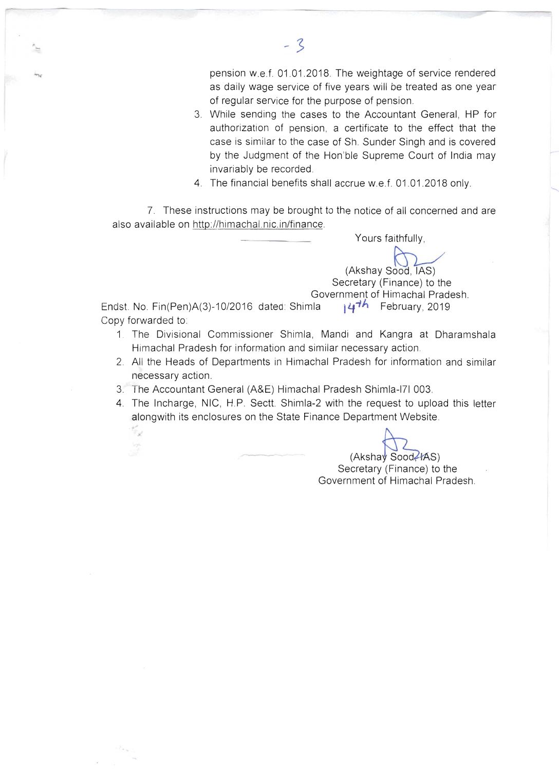pension w.e.f. 01.01.2018. The weightage of service rendered as daily wage service of five years will be treated as one year of regular service for the purpose of pension.

3. While sending the cases to the Accountant General, HP for authorization of pension, a certificate to the effect that the case is similar to the case of Sh. Sunder Singh and is covered by the Judgment of the Hon'ble Supreme Court of India may invariably be recorded.
4. The financial benefits shall accrue w.e.f. 01.01.2018 only.

7. These instructions may be brought to the notice of all concerned and are also available on http://himachal.nic.in/finance.

Yours faithfully,

(Akshay Sood, IAS)
Secretary (Finance) to the
Government of Himachal Pradesh.

Endst. No. Fin(Pen)A(3)-10/2016 dated: Shimla 14th February, 2019

Copy forwarded to:

1. The Divisional Commissioner Shimla, Mandi and Kangra at Dharamshala Himachal Pradesh for information and similar necessary action.
2. All the Heads of Departments in Himachal Pradesh for information and similar necessary action.
3. The Accountant General (A&E) Himachal Pradesh Shimla-171 003.
4. The Incharge, NIC, H.P. Sectt. Shimla-2 with the request to upload this letter alongwith its enclosures on the State Finance Department Website.

(Akshay Sood, IAS)
Secretary (Finance) to the
Government of Himachal Pradesh.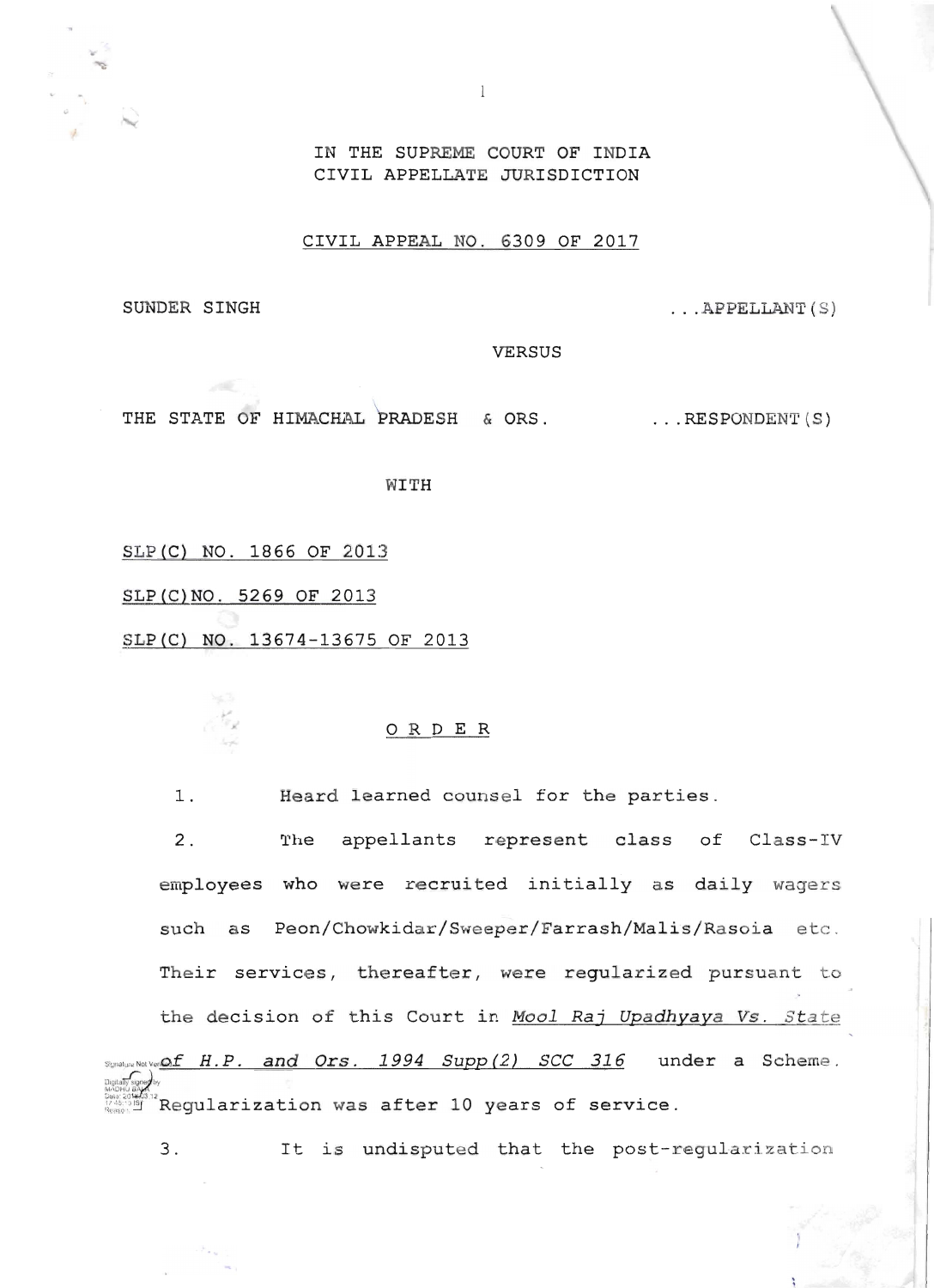IN THE SUPREME COURT OF INDIA
CIVIL APPELLATE JURISDICTION

CIVIL APPEAL NO. 6309 OF 2017

SUNDER SINGH ...APPELLANT(S)

VERSUS

THE STATE OF HIMACHAL PRADESH & ORS. ...RESPONDENT(S)

WITH

SLP(C) NO. 1866 OF 2013

SLP(C)NO. 5269 OF 2013

SLP(C) NO. 13674-13675 OF 2013

O R D E R

1. Heard learned counsel for the parties.

2. The appellants represent class of Class-IV employees who were recruited initially as daily wagers such as Peon/Chowkidar/Sweeper/Farrash/Malis/Rasoia etc. Their services, thereafter, were regularized pursuant to the decision of this Court in *Mool Raj Upadhyaya Vs. State of H.P. and Ors. 1994 Supp(2) SCC 316* under a Scheme. Regularization was after 10 years of service.

3. It is undisputed that the post-regularization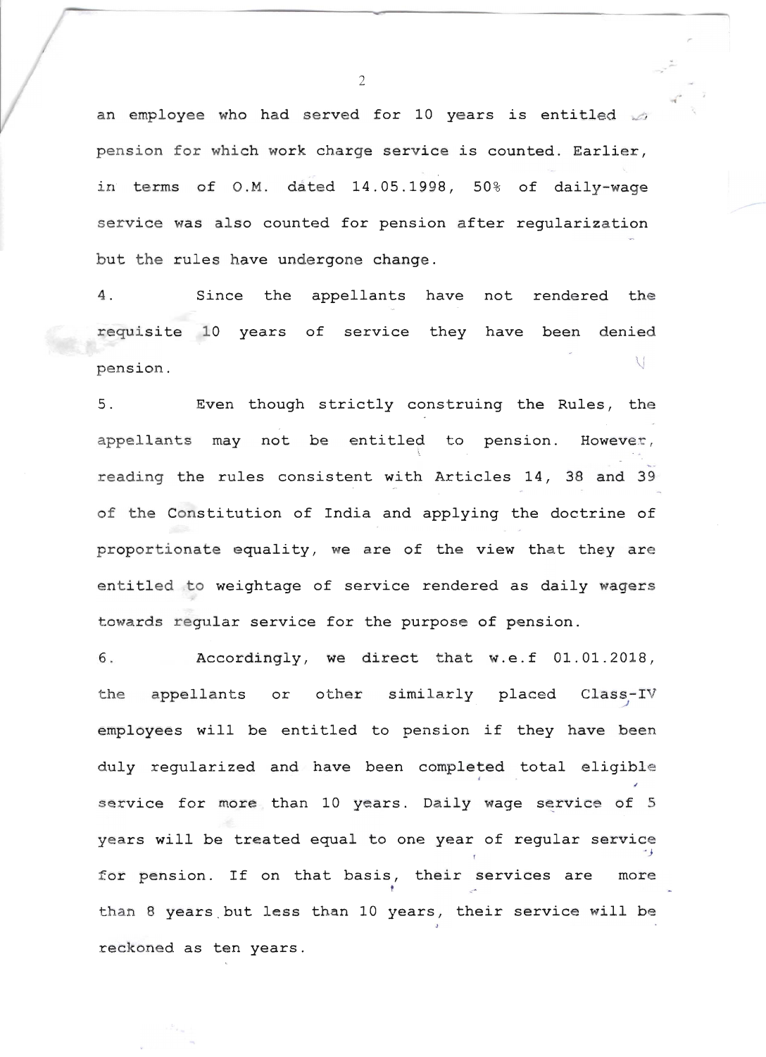an employee who had served for 10 years is entitled to pension for which work charge service is counted. Earlier, in terms of O.M. dated 14.05.1998, 50% of daily-wage service was also counted for pension after regularization but the rules have undergone change.

4. Since the appellants have not rendered the requisite 10 years of service they have been denied pension.

5. Even though strictly construing the Rules, the appellants may not be entitled to pension. However, reading the rules consistent with Articles 14, 38 and 39 of the Constitution of India and applying the doctrine of proportionate equality, we are of the view that they are entitled to weightage of service rendered as daily wagers towards regular service for the purpose of pension.

6. Accordingly, we direct that w.e.f 01.01.2018, the appellants or other similarly placed Class-IV employees will be entitled to pension if they have been duly regularized and have been completed total eligible service for more than 10 years. Daily wage service of 5 years will be treated equal to one year of regular service for pension. If on that basis, their services are more than 8 years but less than 10 years, their service will be reckoned as ten years.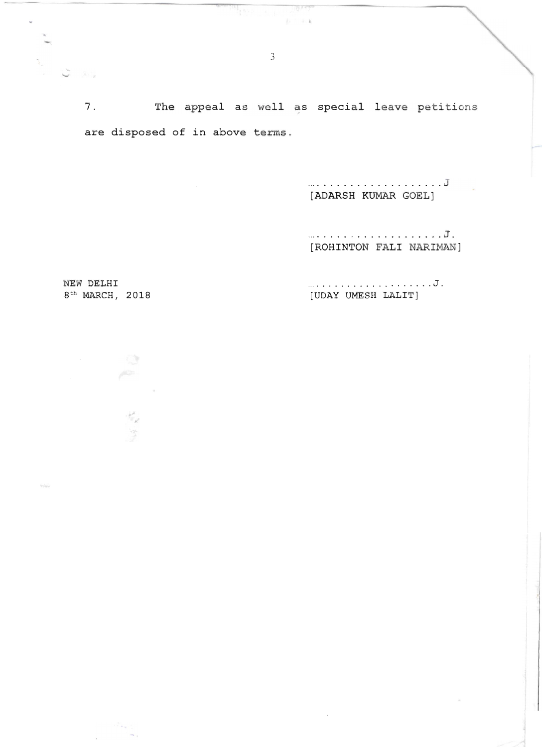7. The appeal as well as special leave petitions are disposed of in above terms.

....................J
[ADARSH KUMAR GOEL]

....................J.
[ROHINTON FALI NARIMAN]

NEW DELHI
8th MARCH, 2018

....................J.
[UDAY UMESH LALIT]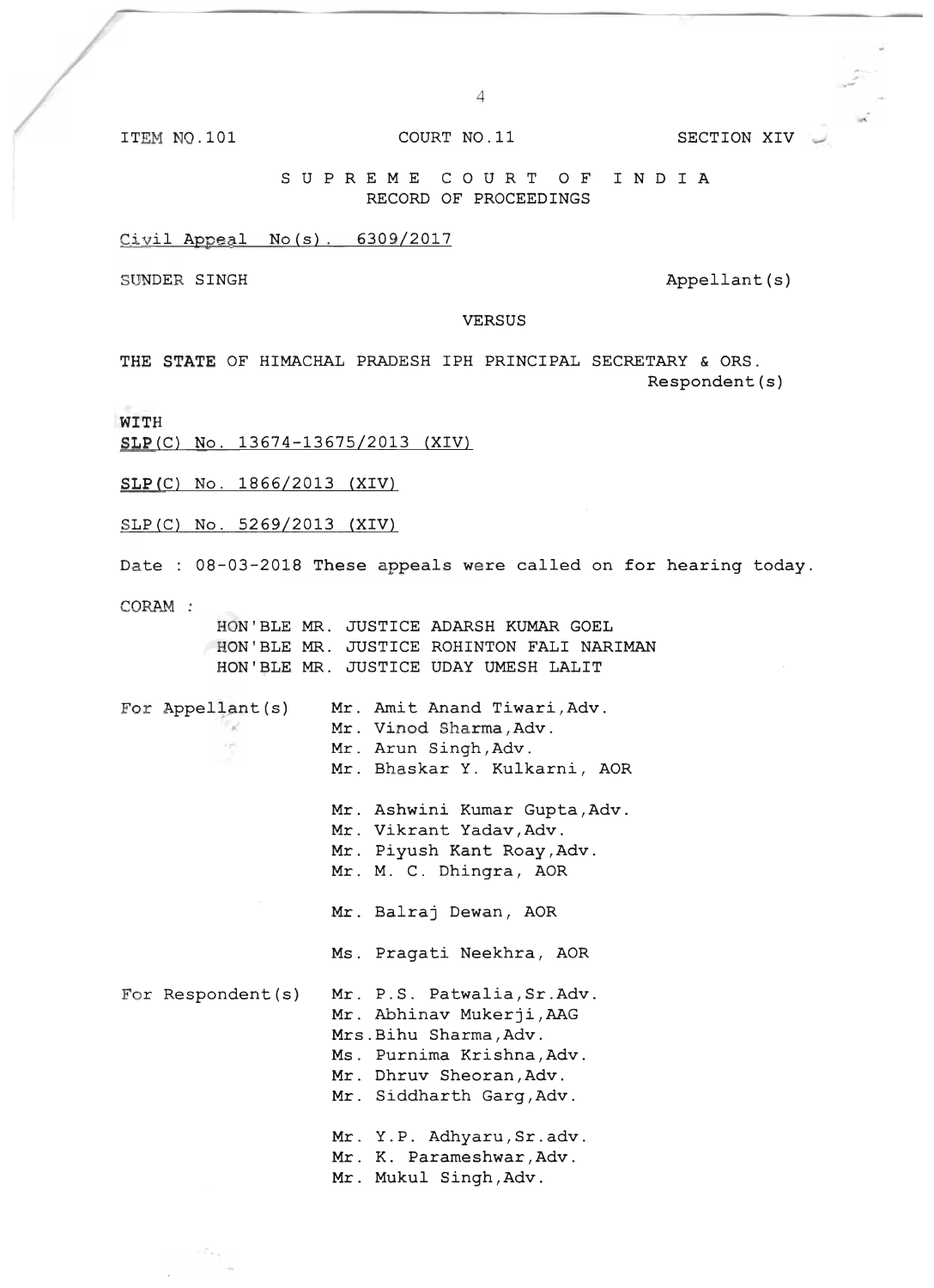ITEM NO.101 COURT NO.11 SECTION XIV

S U P R E M E C O U R T O F I N D I A
RECORD OF PROCEEDINGS

Civil Appeal No(s). 6309/2017

SUNDER SINGH Appellant(s)

VERSUS

THE STATE OF HIMACHAL PRADESH IPH PRINCIPAL SECRETARY & ORS. Respondent(s)

WITH
SLP(C) No. 13674-13675/2013 (XIV)

SLP(C) No. 1866/2013 (XIV)

SLP(C) No. 5269/2013 (XIV)

Date : 08-03-2018 These appeals were called on for hearing today.

CORAM :
HON'BLE MR. JUSTICE ADARSH KUMAR GOEL
HON'BLE MR. JUSTICE ROHINTON FALI NARIMAN
HON'BLE MR. JUSTICE UDAY UMESH LALIT

For Appellant(s)
Mr. Amit Anand Tiwari,Adv.
Mr. Vinod Sharma,Adv.
Mr. Arun Singh,Adv.
Mr. Bhaskar Y. Kulkarni, AOR

Mr. Ashwini Kumar Gupta,Adv.
Mr. Vikrant Yadav,Adv.
Mr. Piyush Kant Roay,Adv.
Mr. M. C. Dhingra, AOR

Mr. Balraj Dewan, AOR

Ms. Pragati Neekhra, AOR

For Respondent(s)
Mr. P.S. Patwalia,Sr.Adv.
Mr. Abhinav Mukerji,AAG
Mrs.Bihu Sharma,Adv.
Ms. Purnima Krishna,Adv.
Mr. Dhruv Sheoran,Adv.
Mr. Siddharth Garg,Adv.

Mr. Y.P. Adhyaru,Sr.adv.
Mr. K. Parameshwar,Adv.
Mr. Mukul Singh,Adv.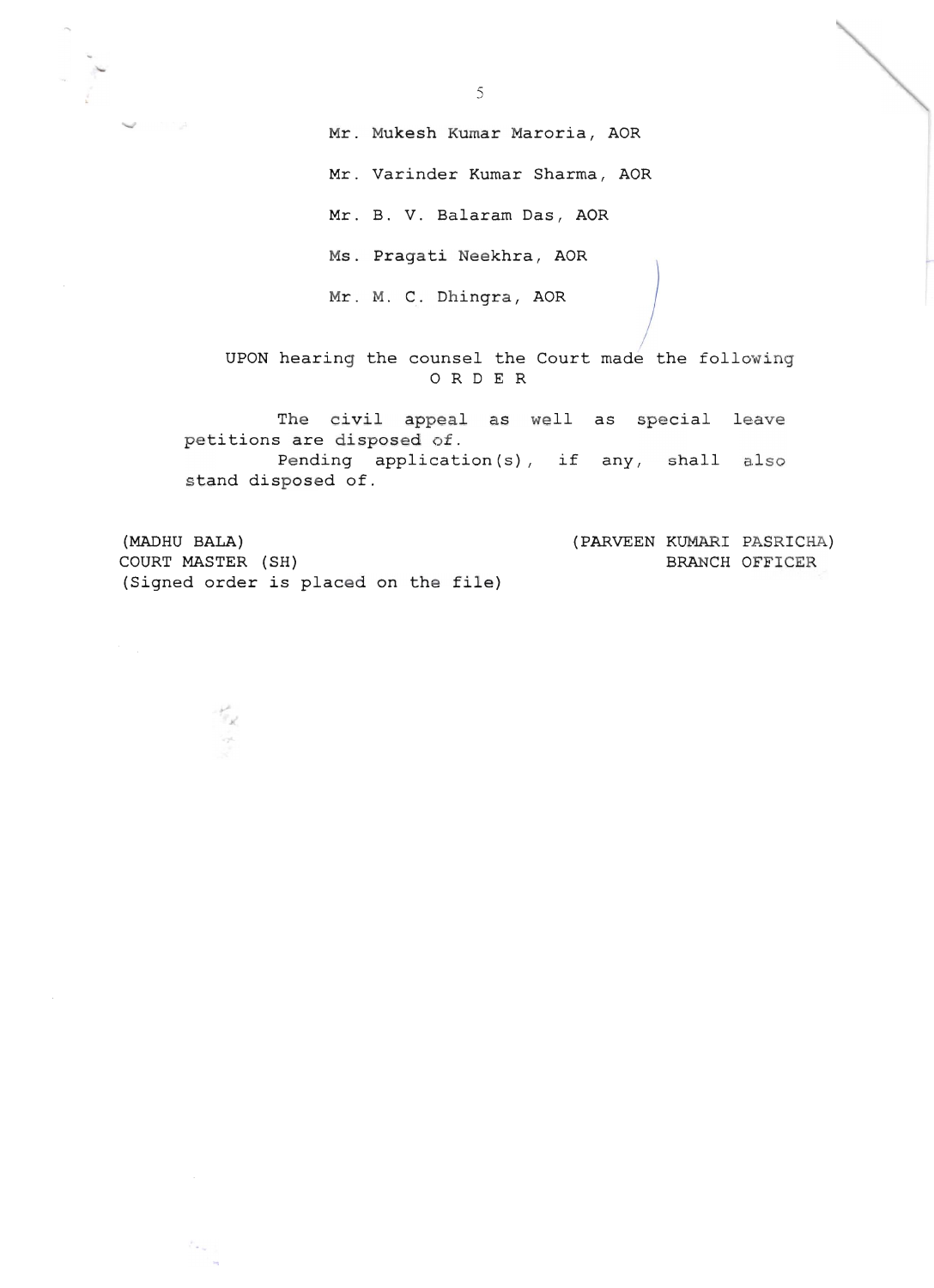Mr. Mukesh Kumar Maroria, AOR

Mr. Varinder Kumar Sharma, AOR

Mr. B. V. Balaram Das, AOR

Ms. Pragati Neekhra, AOR

Mr. M. C. Dhingra, AOR

UPON hearing the counsel the Court made the following

O R D E R

The civil appeal as well as special leave petitions are disposed of.

Pending application(s), if any, shall also stand disposed of.

(MADHU BALA)
COURT MASTER (SH)

(PARVEEN KUMARI PASRICHA)
BRANCH OFFICER

(Signed order is placed on the file)